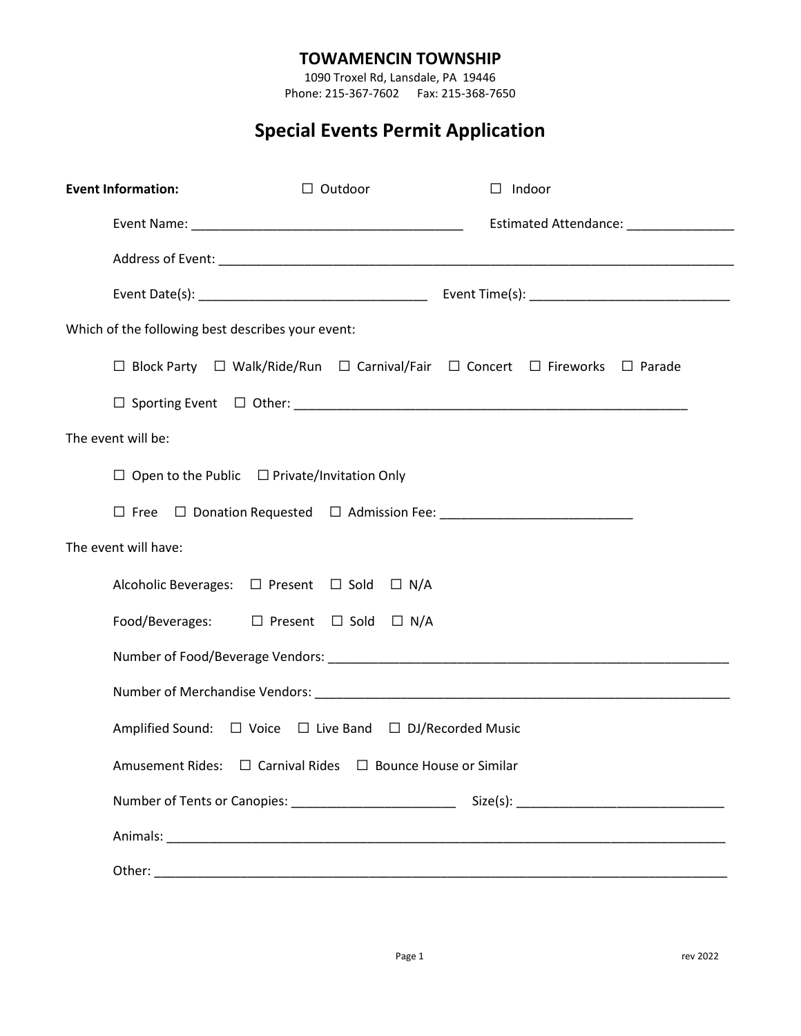# TOWAMENCIN TOWNSHIP

1090 Troxel Rd, Lansdale, PA 19446
Phone: 215-367-7602 Fax: 215-368-7650

## Special Events Permit Application

**Event Information:** ☐ Outdoor ☐ Indoor

Event Name: ______________________________________ Estimated Attendance: _______________

Address of Event: ___________________________________________________________________________

Event Date(s): ________________________________ Event Time(s): ____________________________

Which of the following best describes your event:

☐ Block Party ☐ Walk/Ride/Run ☐ Carnival/Fair ☐ Concert ☐ Fireworks ☐ Parade

☐ Sporting Event ☐ Other: ________________________________________________________

The event will be:

☐ Open to the Public ☐ Private/Invitation Only

☐ Free ☐ Donation Requested ☐ Admission Fee: ___________________________

The event will have:

Alcoholic Beverages: ☐ Present ☐ Sold ☐ N/A

Food/Beverages: ☐ Present ☐ Sold ☐ N/A

Number of Food/Beverage Vendors: _________________________________________________________

Number of Merchandise Vendors: ___________________________________________________________

Amplified Sound: ☐ Voice ☐ Live Band ☐ DJ/Recorded Music

Amusement Rides: ☐ Carnival Rides ☐ Bounce House or Similar

Number of Tents or Canopies: _______________________ Size(s): _____________________________

Animals: _________________________________________________________________________________

Other: ___________________________________________________________________________________

rev 2022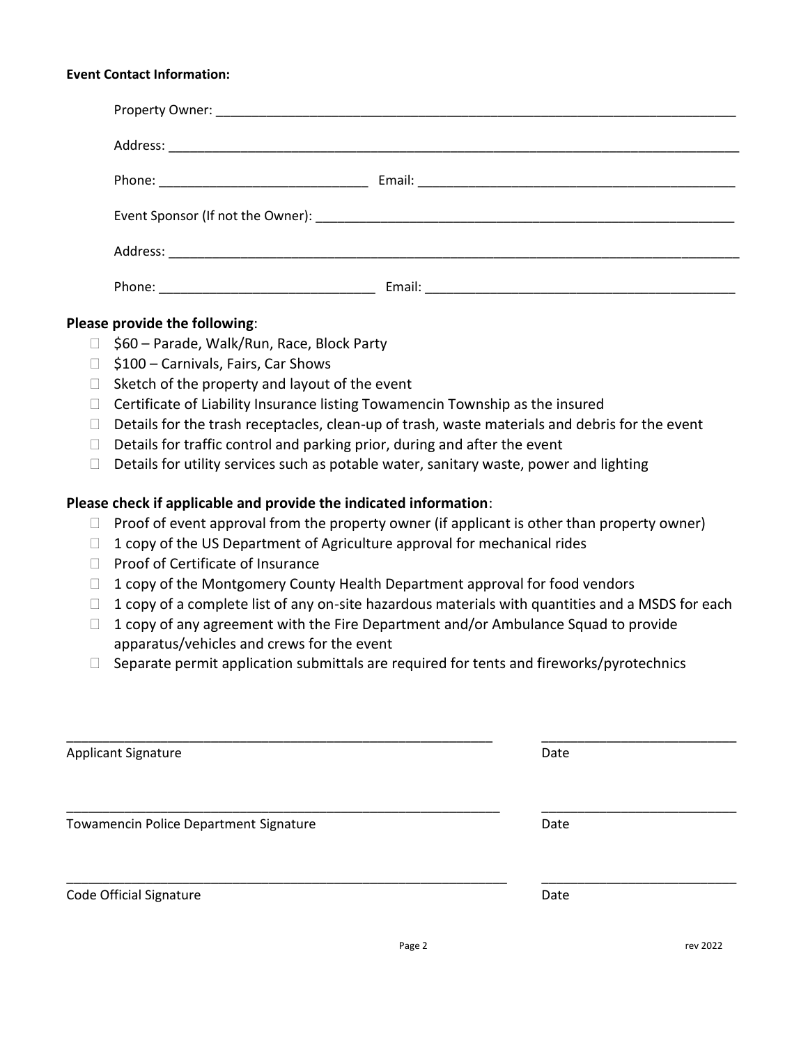**Event Contact Information:**

Property Owner: ___________________________________________________________________________

Address: ________________________________________________________________________________

Phone: ____________________________ Email: ____________________________________________

Event Sponsor (If not the Owner): ___________________________________________________________

Address: ________________________________________________________________________________

Phone: _____________________________ Email: ___________________________________________

**Please provide the following**:

- ☐ $60 – Parade, Walk/Run, Race, Block Party
- ☐ $100 – Carnivals, Fairs, Car Shows
- ☐ Sketch of the property and layout of the event
- ☐ Certificate of Liability Insurance listing Towamencin Township as the insured
- ☐ Details for the trash receptacles, clean-up of trash, waste materials and debris for the event
- ☐ Details for traffic control and parking prior, during and after the event
- ☐ Details for utility services such as potable water, sanitary waste, power and lighting

**Please check if applicable and provide the indicated information**:

- ☐ Proof of event approval from the property owner (if applicant is other than property owner)
- ☐ 1 copy of the US Department of Agriculture approval for mechanical rides
- ☐ Proof of Certificate of Insurance
- ☐ 1 copy of the Montgomery County Health Department approval for food vendors
- ☐ 1 copy of a complete list of any on-site hazardous materials with quantities and a MSDS for each
- ☐ 1 copy of any agreement with the Fire Department and/or Ambulance Squad to provide apparatus/vehicles and crews for the event
- ☐ Separate permit application submittals are required for tents and fireworks/pyrotechnics

_________________________________________________________ ___________________________

Applicant Signature Date

_________________________________________________________ ___________________________

Towamencin Police Department Signature Date

_________________________________________________________ ___________________________

Code Official Signature Date

rev 2022